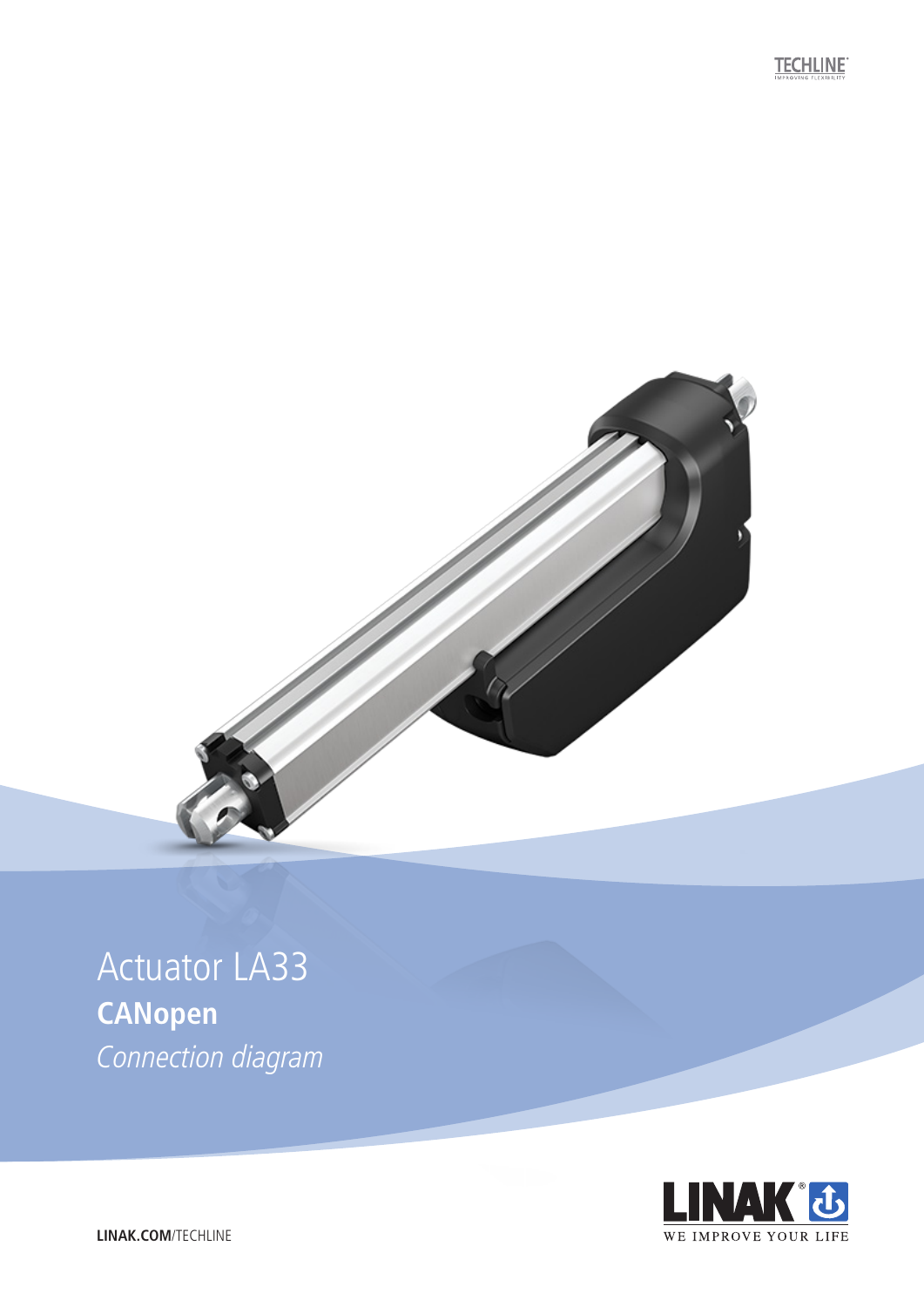TECHLINE
IMPROVING FLEXIBILITY

# Actuator LA33

## CANopen

*Connection diagram*

LINAK
WE IMPROVE YOUR LIFE

**LINAK.COM**/TECHLINE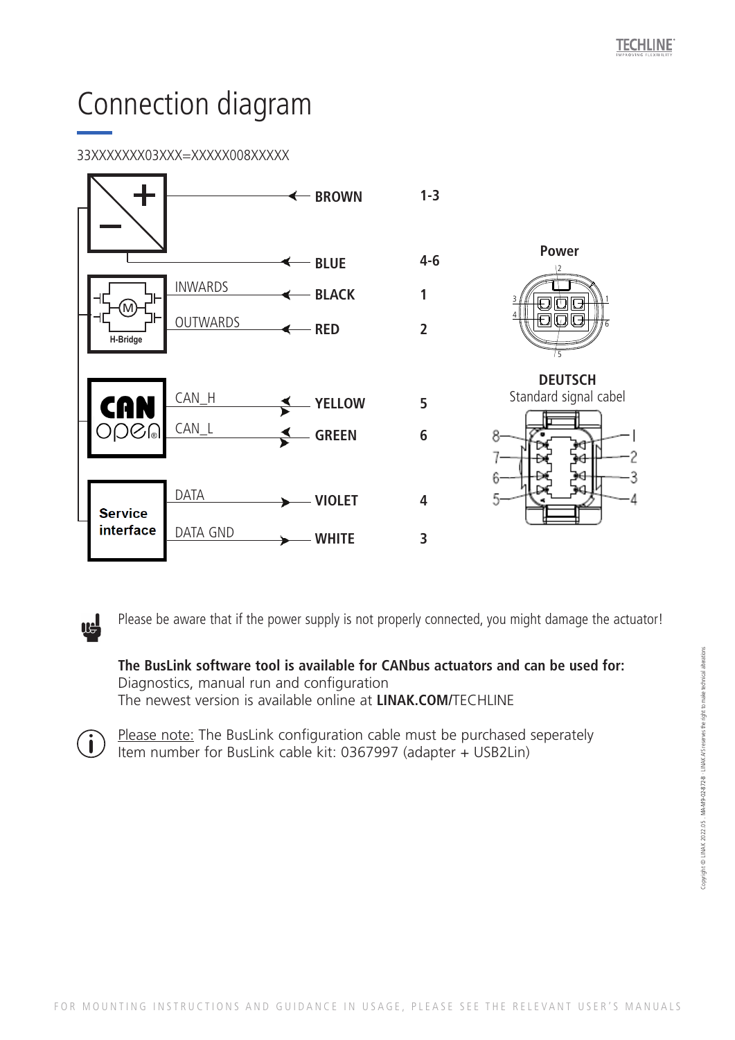# Connection diagram

33XXXXXXX03XXX=XXXXX008XXXXX

| Function | Signal | Wire colour | Pin |
|---|---|---|---|
| + | | BROWN | 1-3 |
| − | | BLUE | 4-6 |
| H-Bridge | INWARDS | BLACK | 1 |
| H-Bridge | OUTWARDS | RED | 2 |
| CANopen | CAN_H | YELLOW | 5 |
| CANopen | CAN_L | GREEN | 6 |
| Service interface | DATA | VIOLET | 4 |
| Service interface | DATA GND | WHITE | 3 |

**Power**

**DEUTSCH**
Standard signal cabel

Please be aware that if the power supply is not properly connected, you might damage the actuator!

**The BusLink software tool is available for CANbus actuators and can be used for:**
Diagnostics, manual run and configuration
The newest version is available online at **LINAK.COM/**TECHLINE

Please note: The BusLink configuration cable must be purchased seperately
Item number for BusLink cable kit: 0367997 (adapter + USB2Lin)

FOR MOUNTING INSTRUCTIONS AND GUIDANCE IN USAGE, PLEASE SEE THE RELEVANT USER'S MANUALS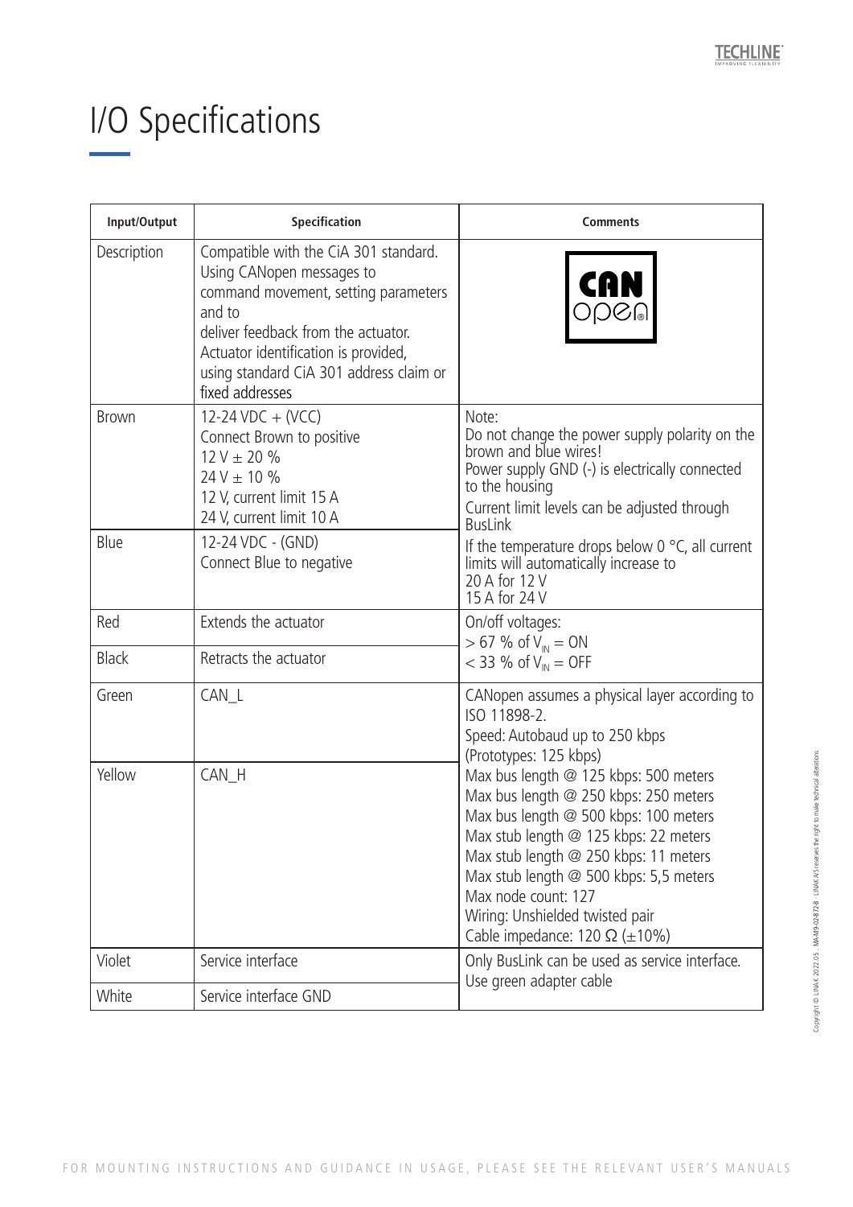# I/O Specifications

| Input/Output | Specification | Comments |
|---|---|---|
| Description | Compatible with the CiA 301 standard. Using CANopen messages to command movement, setting parameters and to deliver feedback from the actuator. Actuator identification is provided, using standard CiA 301 address claim or fixed addresses | CAN open |
| Brown | 12-24 VDC + (VCC)<br>Connect Brown to positive<br>12 V ± 20 %<br>24 V ± 10 %<br>12 V, current limit 15 A<br>24 V, current limit 10 A | Note:<br>Do not change the power supply polarity on the brown and blue wires!<br>Power supply GND (-) is electrically connected to the housing<br>Current limit levels can be adjusted through BusLink<br>If the temperature drops below 0 °C, all current limits will automatically increase to<br>20 A for 12 V<br>15 A for 24 V |
| Blue | 12-24 VDC - (GND)<br>Connect Blue to negative | |
| Red | Extends the actuator | On/off voltages:<br>> 67 % of $V_{IN}$ = ON<br>< 33 % of $V_{IN}$ = OFF |
| Black | Retracts the actuator | |
| Green | CAN_L | CANopen assumes a physical layer according to ISO 11898-2.<br>Speed: Autobaud up to 250 kbps<br>(Prototypes: 125 kbps)<br>Max bus length @ 125 kbps: 500 meters<br>Max bus length @ 250 kbps: 250 meters<br>Max bus length @ 500 kbps: 100 meters<br>Max stub length @ 125 kbps: 22 meters<br>Max stub length @ 250 kbps: 11 meters<br>Max stub length @ 500 kbps: 5,5 meters<br>Max node count: 127<br>Wiring: Unshielded twisted pair<br>Cable impedance: 120 Ω (±10%) |
| Yellow | CAN_H | |
| Violet | Service interface | Only BusLink can be used as service interface.<br>Use green adapter cable |
| White | Service interface GND | |

FOR MOUNTING INSTRUCTIONS AND GUIDANCE IN USAGE, PLEASE SEE THE RELEVANT USER'S MANUALS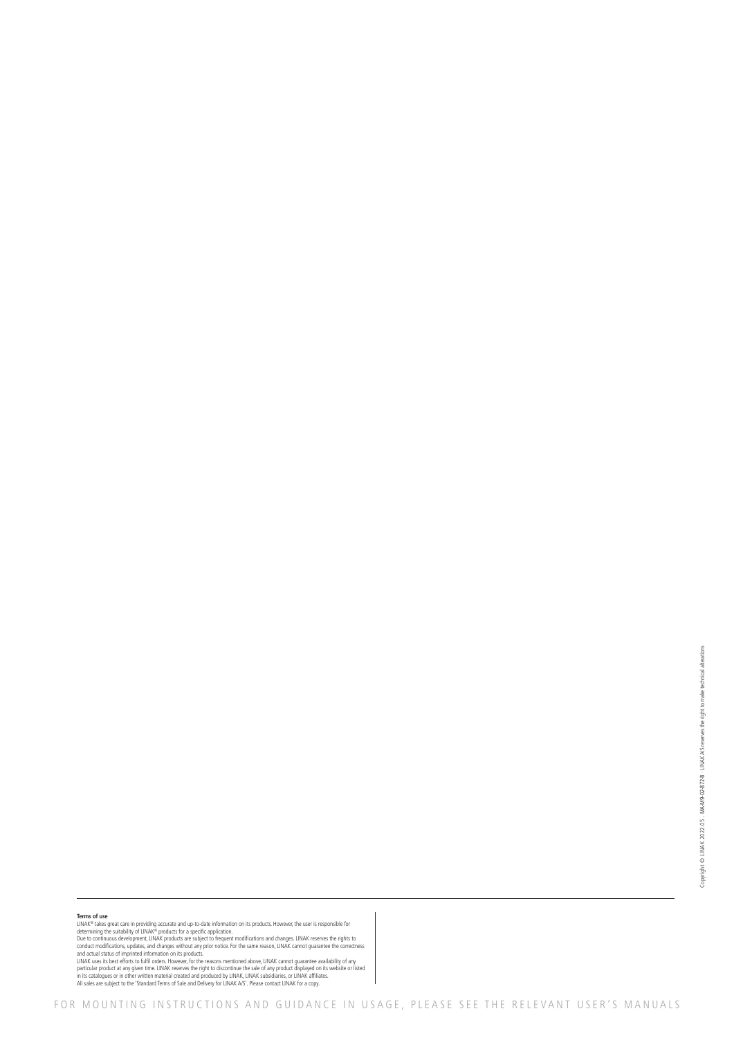**Terms of use**

LINAK® takes great care in providing accurate and up-to-date information on its products. However, the user is responsible for determining the suitability of LINAK® products for a specific application.

Due to continuous development, LINAK products are subject to frequent modifications and changes. LINAK reserves the rights to conduct modifications, updates, and changes without any prior notice. For the same reason, LINAK cannot guarantee the correctness and actual status of imprinted information on its products.

LINAK uses its best efforts to fulfil orders. However, for the reasons mentioned above, LINAK cannot guarantee availability of any particular product at any given time. LINAK reserves the right to discontinue the sale of any product displayed on its website or listed in its catalogues or in other written material created and produced by LINAK, LINAK subsidiaries, or LINAK affiliates.

All sales are subject to the 'Standard Terms of Sale and Delivery for LINAK A/S'. Please contact LINAK for a copy.

Copyright © LINAK 2022.05 · MA-M9-02-872-B · LINAK A/S reserves the right to make technical alterations

FOR MOUNTING INSTRUCTIONS AND GUIDANCE IN USAGE, PLEASE SEE THE RELEVANT USER'S MANUALS